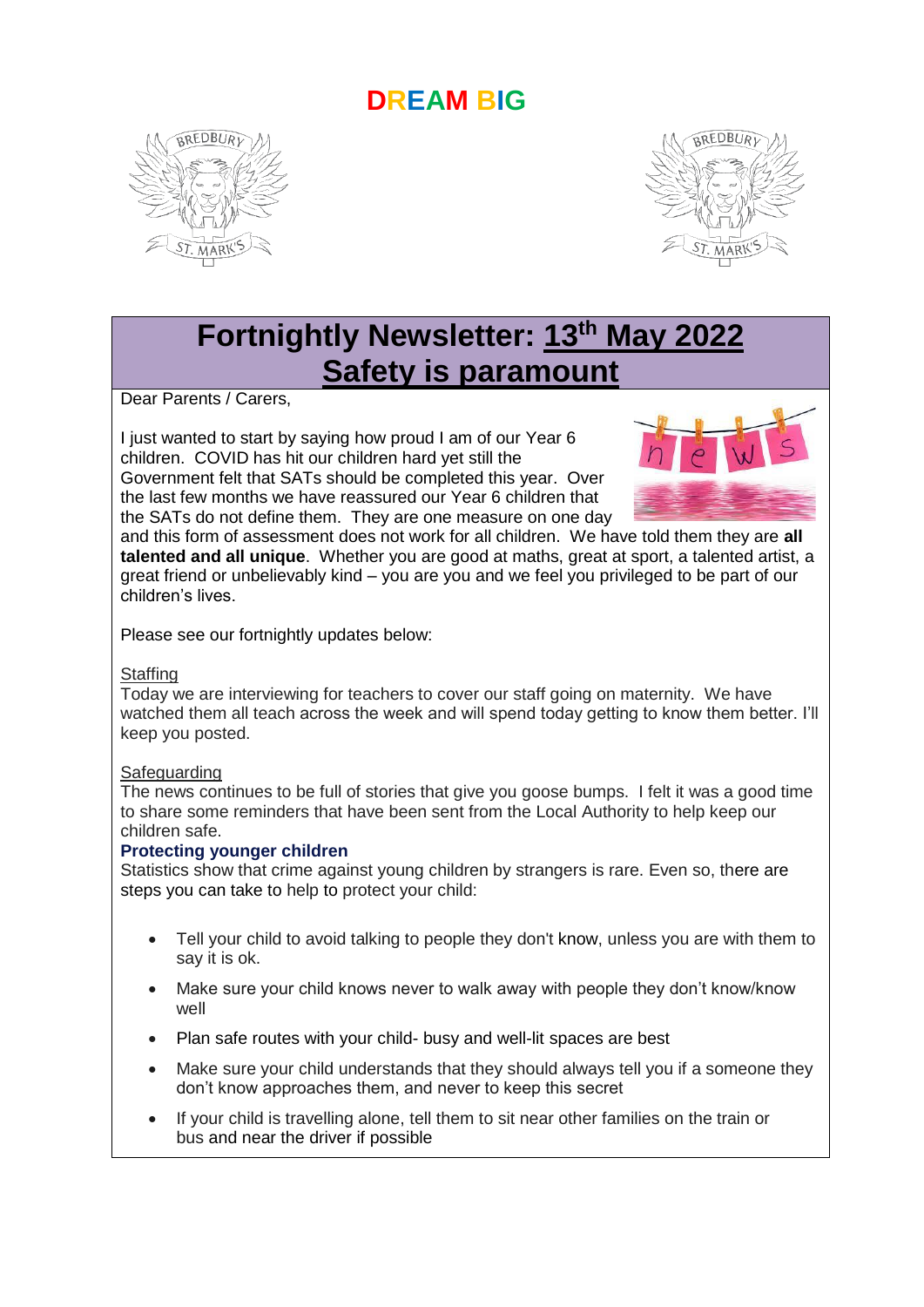# DREAM BIG

## Fortnightly Newsletter: 13th May 2022
## Safety is paramount

Dear Parents / Carers,

I just wanted to start by saying how proud I am of our Year 6 children. COVID has hit our children hard yet still the Government felt that SATs should be completed this year. Over the last few months we have reassured our Year 6 children that the SATs do not define them. They are one measure on one day and this form of assessment does not work for all children. We have told them they are **all talented and all unique**. Whether you are good at maths, great at sport, a talented artist, a great friend or unbelievably kind – you are you and we feel you privileged to be part of our children's lives.

Please see our fortnightly updates below:

Staffing
Today we are interviewing for teachers to cover our staff going on maternity. We have watched them all teach across the week and will spend today getting to know them better. I'll keep you posted.

Safeguarding
The news continues to be full of stories that give you goose bumps. I felt it was a good time to share some reminders that have been sent from the Local Authority to help keep our children safe.

**Protecting younger children**

Statistics show that crime against young children by strangers is rare. Even so, there are steps you can take to help to protect your child:

- Tell your child to avoid talking to people they don't know, unless you are with them to say it is ok.
- Make sure your child knows never to walk away with people they don't know/know well
- Plan safe routes with your child- busy and well-lit spaces are best
- Make sure your child understands that they should always tell you if a someone they don't know approaches them, and never to keep this secret
- If your child is travelling alone, tell them to sit near other families on the train or bus and near the driver if possible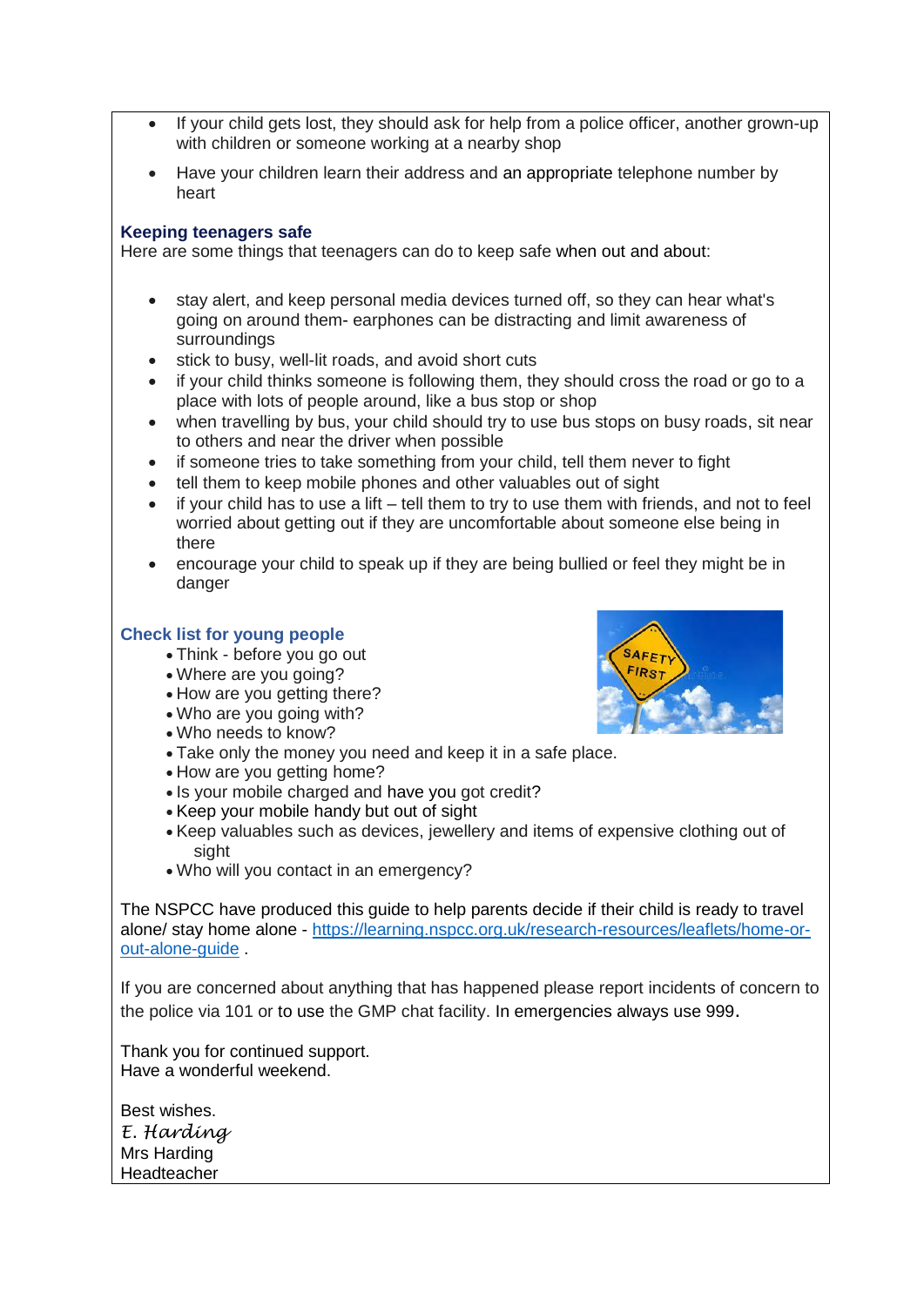- If your child gets lost, they should ask for help from a police officer, another grown-up with children or someone working at a nearby shop
- Have your children learn their address and an appropriate telephone number by heart

### Keeping teenagers safe

Here are some things that teenagers can do to keep safe when out and about:

- stay alert, and keep personal media devices turned off, so they can hear what's going on around them- earphones can be distracting and limit awareness of surroundings
- stick to busy, well-lit roads, and avoid short cuts
- if your child thinks someone is following them, they should cross the road or go to a place with lots of people around, like a bus stop or shop
- when travelling by bus, your child should try to use bus stops on busy roads, sit near to others and near the driver when possible
- if someone tries to take something from your child, tell them never to fight
- tell them to keep mobile phones and other valuables out of sight
- if your child has to use a lift – tell them to try to use them with friends, and not to feel worried about getting out if they are uncomfortable about someone else being in there
- encourage your child to speak up if they are being bullied or feel they might be in danger

### Check list for young people

- Think - before you go out
- Where are you going?
- How are you getting there?
- Who are you going with?
- Who needs to know?
- Take only the money you need and keep it in a safe place.
- How are you getting home?
- Is your mobile charged and have you got credit?
- Keep your mobile handy but out of sight
- Keep valuables such as devices, jewellery and items of expensive clothing out of sight
- Who will you contact in an emergency?

The NSPCC have produced this guide to help parents decide if their child is ready to travel alone/ stay home alone - [https://learning.nspcc.org.uk/research-resources/leaflets/home-or-out-alone-guide](https://learning.nspcc.org.uk/research-resources/leaflets/home-or-out-alone-guide) .

If you are concerned about anything that has happened please report incidents of concern to the police via 101 or to use the GMP chat facility. In emergencies always use 999.

Thank you for continued support.
Have a wonderful weekend.

Best wishes.
*E. Harding*
Mrs Harding
Headteacher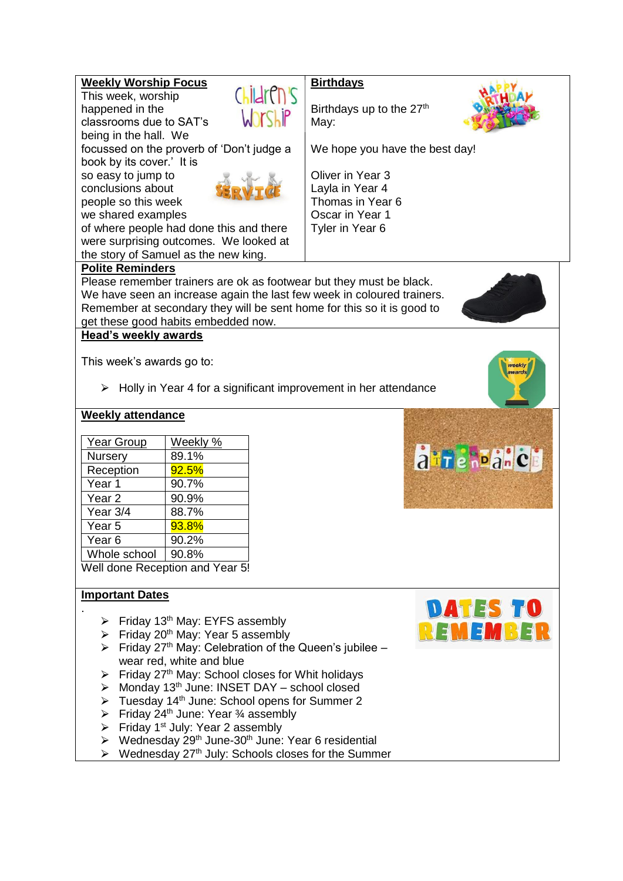## Weekly Worship Focus

This week, worship happened in the classrooms due to SAT's being in the hall. We focussed on the proverb of 'Don't judge a book by its cover.' It is so easy to jump to conclusions about people so this week we shared examples of where people had done this and there were surprising outcomes. We looked at the story of Samuel as the new king.

## Birthdays

Birthdays up to the 27th May:

We hope you have the best day!

Oliver in Year 3
Layla in Year 4
Thomas in Year 6
Oscar in Year 1
Tyler in Year 6

## Polite Reminders

Please remember trainers are ok as footwear but they must be black. We have seen an increase again the last few week in coloured trainers. Remember at secondary they will be sent home for this so it is good to get these good habits embedded now.

## Head's weekly awards

This week's awards go to:

- Holly in Year 4 for a significant improvement in her attendance

## Weekly attendance

| Year Group | Weekly % |
|---|---|
| Nursery | 89.1% |
| Reception | 92.5% |
| Year 1 | 90.7% |
| Year 2 | 90.9% |
| Year 3/4 | 88.7% |
| Year 5 | 93.8% |
| Year 6 | 90.2% |
| Whole school | 90.8% |

Well done Reception and Year 5!

## Important Dates

- Friday 13th May: EYFS assembly
- Friday 20th May: Year 5 assembly
- Friday 27th May: Celebration of the Queen's jubilee – wear red, white and blue
- Friday 27th May: School closes for Whit holidays
- Monday 13th June: INSET DAY – school closed
- Tuesday 14th June: School opens for Summer 2
- Friday 24th June: Year ¾ assembly
- Friday 1st July: Year 2 assembly
- Wednesday 29th June-30th June: Year 6 residential
- Wednesday 27th July: Schools closes for the Summer